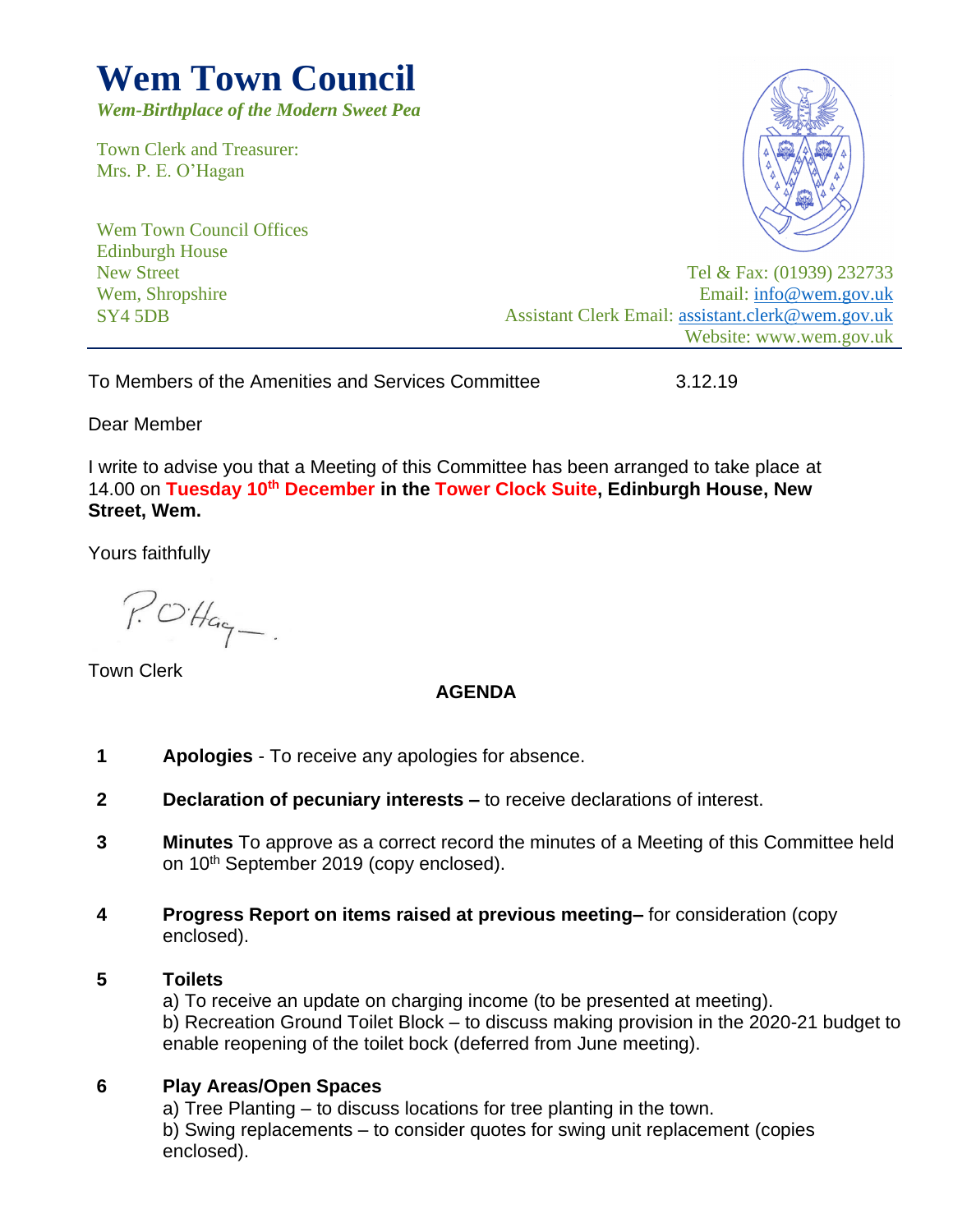# Wem Town Council

*Wem-Birthplace of the Modern Sweet Pea*

Town Clerk and Treasurer:
Mrs. P. E. O'Hagan

Wem Town Council Offices
Edinburgh House
New Street
Wem, Shropshire
SY4 5DB

Tel & Fax: (01939) 232733
Email: info@wem.gov.uk
Assistant Clerk Email: assistant.clerk@wem.gov.uk
Website: www.wem.gov.uk

---

To Members of the Amenities and Services Committee 3.12.19

Dear Member

I write to advise you that a Meeting of this Committee has been arranged to take place at 14.00 on **Tuesday 10th December in the Tower Clock Suite, Edinburgh House, New Street, Wem.**

Yours faithfully

P. O'Hag—.

Town Clerk

**AGENDA**

**1** **Apologies** - To receive any apologies for absence.

**2** **Declaration of pecuniary interests –** to receive declarations of interest.

**3** **Minutes** To approve as a correct record the minutes of a Meeting of this Committee held on 10th September 2019 (copy enclosed).

**4** **Progress Report on items raised at previous meeting–** for consideration (copy enclosed).

**5** **Toilets**
a) To receive an update on charging income (to be presented at meeting).
b) Recreation Ground Toilet Block – to discuss making provision in the 2020-21 budget to enable reopening of the toilet bock (deferred from June meeting).

**6** **Play Areas/Open Spaces**
a) Tree Planting – to discuss locations for tree planting in the town.
b) Swing replacements – to consider quotes for swing unit replacement (copies enclosed).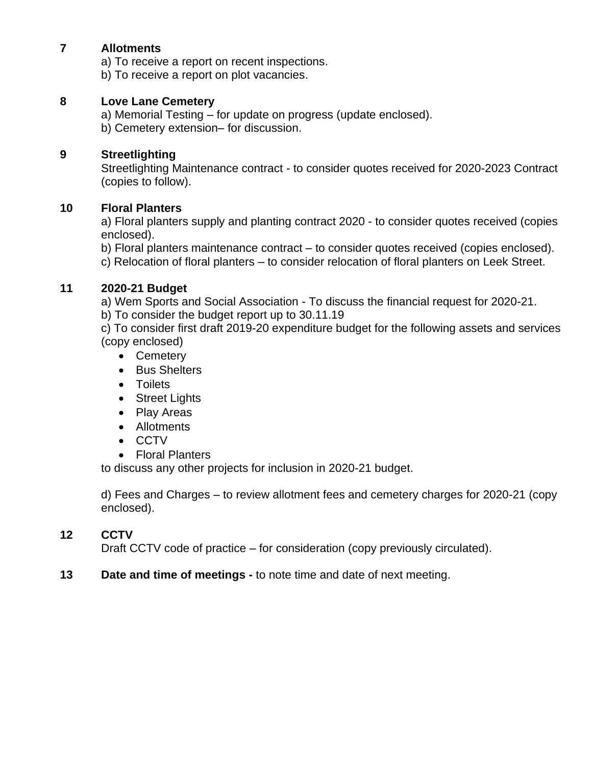**7 Allotments**

a) To receive a report on recent inspections.
b) To receive a report on plot vacancies.

**8 Love Lane Cemetery**

a) Memorial Testing – for update on progress (update enclosed).
b) Cemetery extension– for discussion.

**9 Streetlighting**

Streetlighting Maintenance contract - to consider quotes received for 2020-2023 Contract (copies to follow).

**10 Floral Planters**

a) Floral planters supply and planting contract 2020 - to consider quotes received (copies enclosed).
b) Floral planters maintenance contract – to consider quotes received (copies enclosed).
c) Relocation of floral planters – to consider relocation of floral planters on Leek Street.

**11 2020-21 Budget**

a) Wem Sports and Social Association - To discuss the financial request for 2020-21.
b) To consider the budget report up to 30.11.19
c) To consider first draft 2019-20 expenditure budget for the following assets and services (copy enclosed)

- Cemetery
- Bus Shelters
- Toilets
- Street Lights
- Play Areas
- Allotments
- CCTV
- Floral Planters

to discuss any other projects for inclusion in 2020-21 budget.

d) Fees and Charges – to review allotment fees and cemetery charges for 2020-21 (copy enclosed).

**12 CCTV**

Draft CCTV code of practice – for consideration (copy previously circulated).

**13 Date and time of meetings -** to note time and date of next meeting.